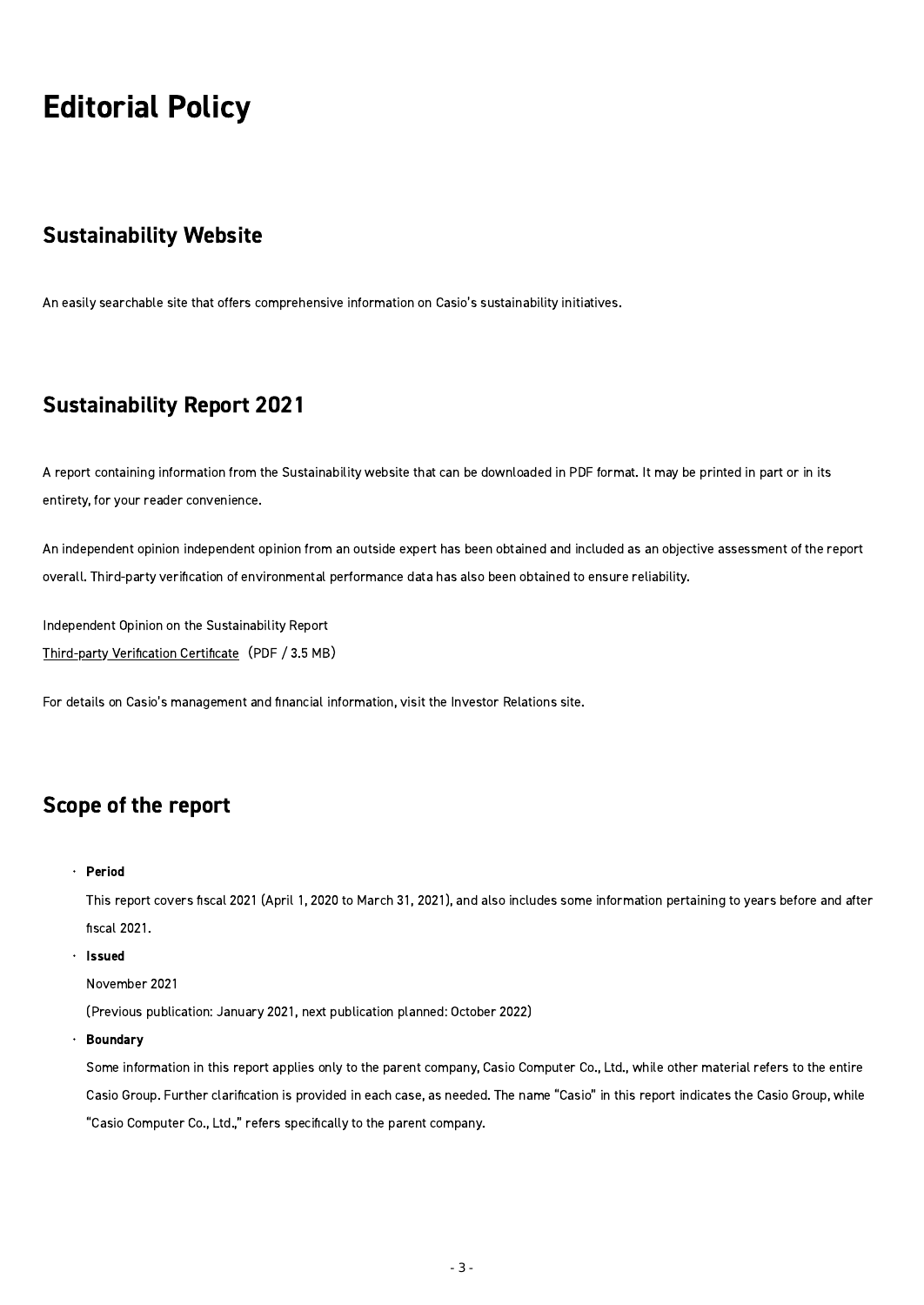# Editorial Policy

## Sustainability Website

An easily searchable site that offers comprehensive information on Casio's sustainability initiatives.

## Sustainability Report 2021

A report containing information from the Sustainability website that can be downloaded in PDF format. It may be printed in part or in its entirety, for your reader convenience.

An independent opinion independent opinion from an outside expert has been obtained and included as an objective assessment of the report overall. Third-party verification of environmental performance data has also been obtained to ensure reliability.

Independent Opinion on the Sustainability Report
Third-party Verification Certificate（PDF / 3.5 MB）

For details on Casio's management and financial information, visit the Investor Relations site.

## Scope of the report

- **Period**

  This report covers fiscal 2021 (April 1, 2020 to March 31, 2021), and also includes some information pertaining to years before and after fiscal 2021.
- **Issued**

  November 2021

  (Previous publication: January 2021, next publication planned: October 2022)
- **Boundary**

  Some information in this report applies only to the parent company, Casio Computer Co., Ltd., while other material refers to the entire Casio Group. Further clarification is provided in each case, as needed. The name "Casio" in this report indicates the Casio Group, while "Casio Computer Co., Ltd.," refers specifically to the parent company.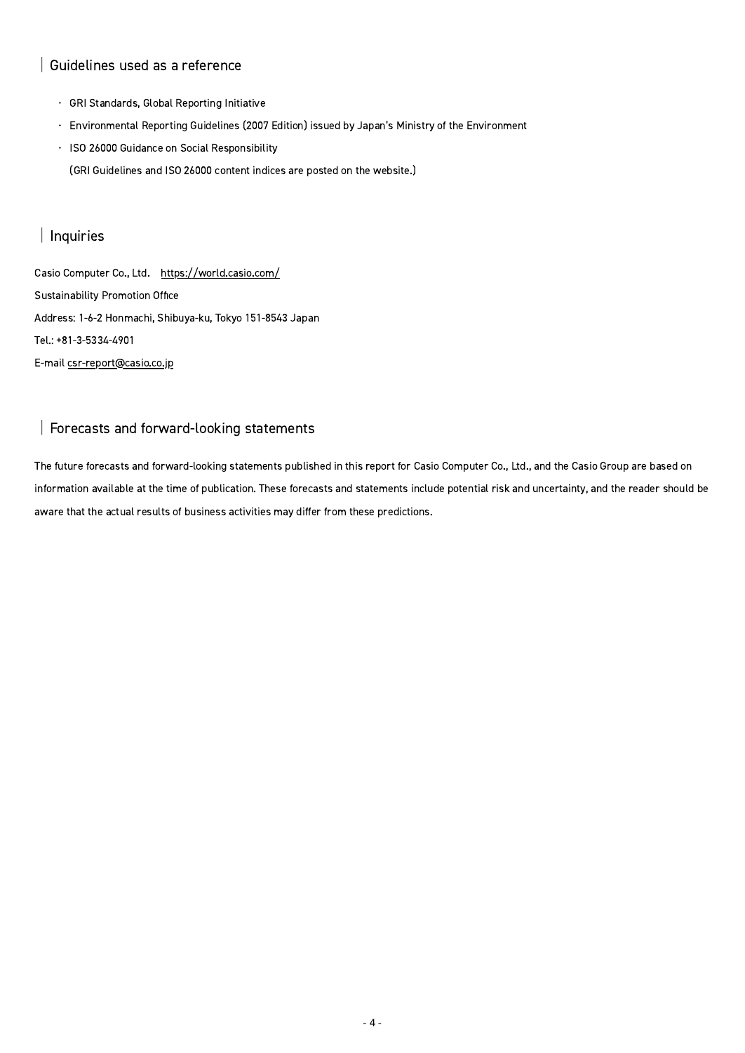## Guidelines used as a reference

- GRI Standards, Global Reporting Initiative
- Environmental Reporting Guidelines (2007 Edition) issued by Japan's Ministry of the Environment
- ISO 26000 Guidance on Social Responsibility

  (GRI Guidelines and ISO 26000 content indices are posted on the website.)

## Inquiries

Casio Computer Co., Ltd. https://world.casio.com/

Sustainability Promotion Office

Address: 1-6-2 Honmachi, Shibuya-ku, Tokyo 151-8543 Japan

Tel.: +81-3-5334-4901

E-mail csr-report@casio.co.jp

## Forecasts and forward-looking statements

The future forecasts and forward-looking statements published in this report for Casio Computer Co., Ltd., and the Casio Group are based on information available at the time of publication. These forecasts and statements include potential risk and uncertainty, and the reader should be aware that the actual results of business activities may differ from these predictions.